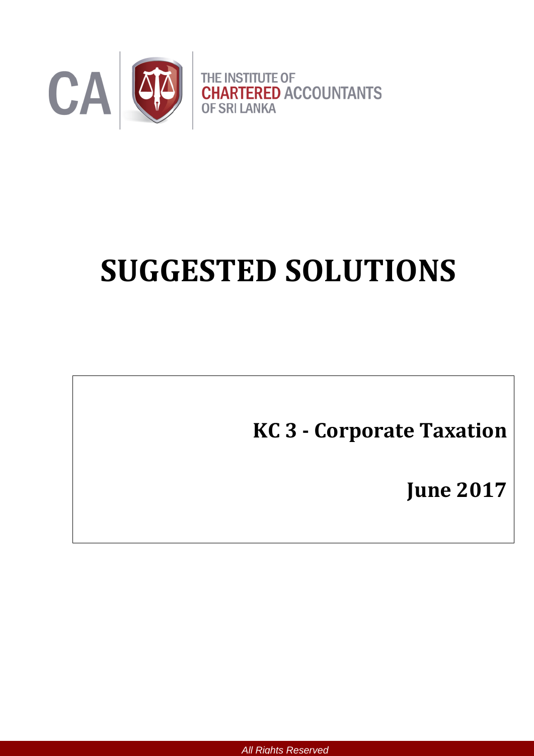CA

THE INSTITUTE OF
CHARTERED ACCOUNTANTS
OF SRI LANKA

# SUGGESTED SOLUTIONS

**KC 3 - Corporate Taxation**

**June 2017**

*All Rights Reserved*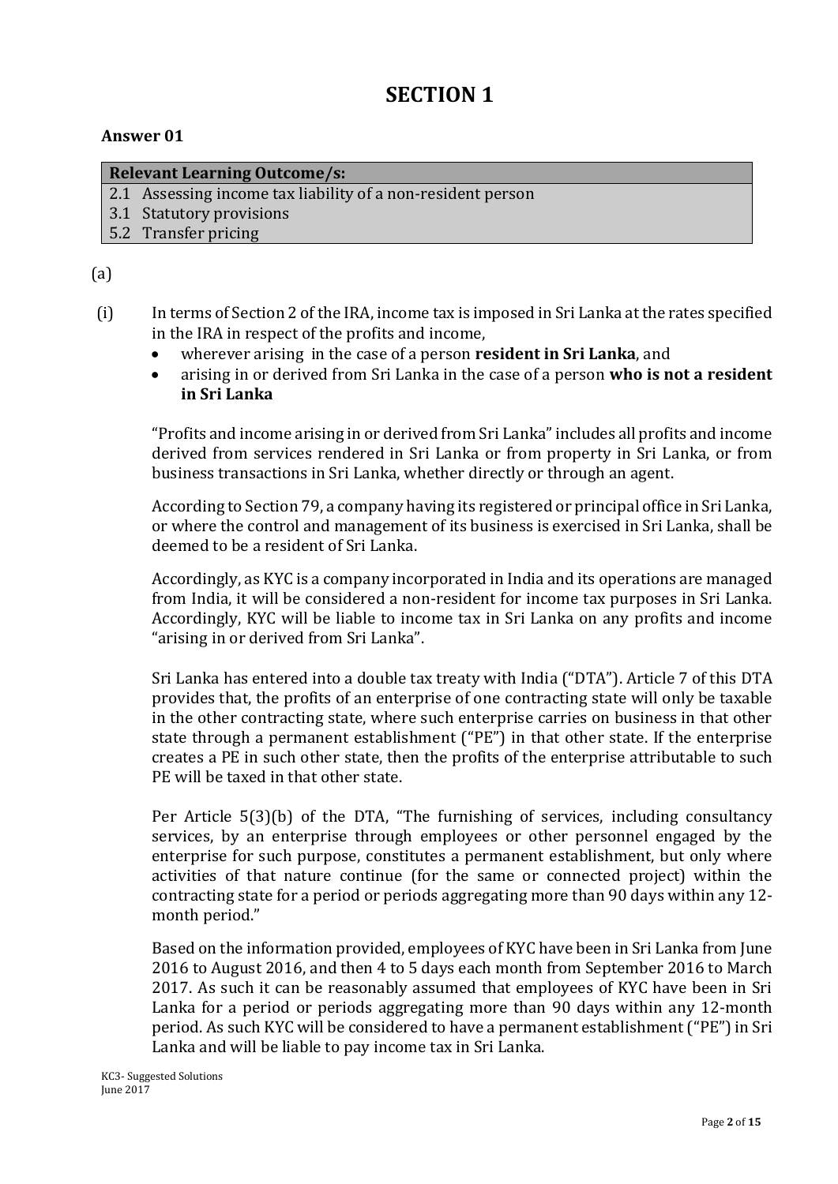# SECTION 1

**Answer 01**

| **Relevant Learning Outcome/s:** |
|---|
| 2.1 Assessing income tax liability of a non-resident person |
| 3.1 Statutory provisions |
| 5.2 Transfer pricing |

(a)

(i) In terms of Section 2 of the IRA, income tax is imposed in Sri Lanka at the rates specified in the IRA in respect of the profits and income,

- wherever arising in the case of a person **resident in Sri Lanka**, and
- arising in or derived from Sri Lanka in the case of a person **who is not a resident in Sri Lanka**

"Profits and income arising in or derived from Sri Lanka" includes all profits and income derived from services rendered in Sri Lanka or from property in Sri Lanka, or from business transactions in Sri Lanka, whether directly or through an agent.

According to Section 79, a company having its registered or principal office in Sri Lanka, or where the control and management of its business is exercised in Sri Lanka, shall be deemed to be a resident of Sri Lanka.

Accordingly, as KYC is a company incorporated in India and its operations are managed from India, it will be considered a non-resident for income tax purposes in Sri Lanka. Accordingly, KYC will be liable to income tax in Sri Lanka on any profits and income "arising in or derived from Sri Lanka".

Sri Lanka has entered into a double tax treaty with India ("DTA"). Article 7 of this DTA provides that, the profits of an enterprise of one contracting state will only be taxable in the other contracting state, where such enterprise carries on business in that other state through a permanent establishment ("PE") in that other state. If the enterprise creates a PE in such other state, then the profits of the enterprise attributable to such PE will be taxed in that other state.

Per Article 5(3)(b) of the DTA, "The furnishing of services, including consultancy services, by an enterprise through employees or other personnel engaged by the enterprise for such purpose, constitutes a permanent establishment, but only where activities of that nature continue (for the same or connected project) within the contracting state for a period or periods aggregating more than 90 days within any 12-month period."

Based on the information provided, employees of KYC have been in Sri Lanka from June 2016 to August 2016, and then 4 to 5 days each month from September 2016 to March 2017. As such it can be reasonably assumed that employees of KYC have been in Sri Lanka for a period or periods aggregating more than 90 days within any 12-month period. As such KYC will be considered to have a permanent establishment ("PE") in Sri Lanka and will be liable to pay income tax in Sri Lanka.

KC3- Suggested Solutions
June 2017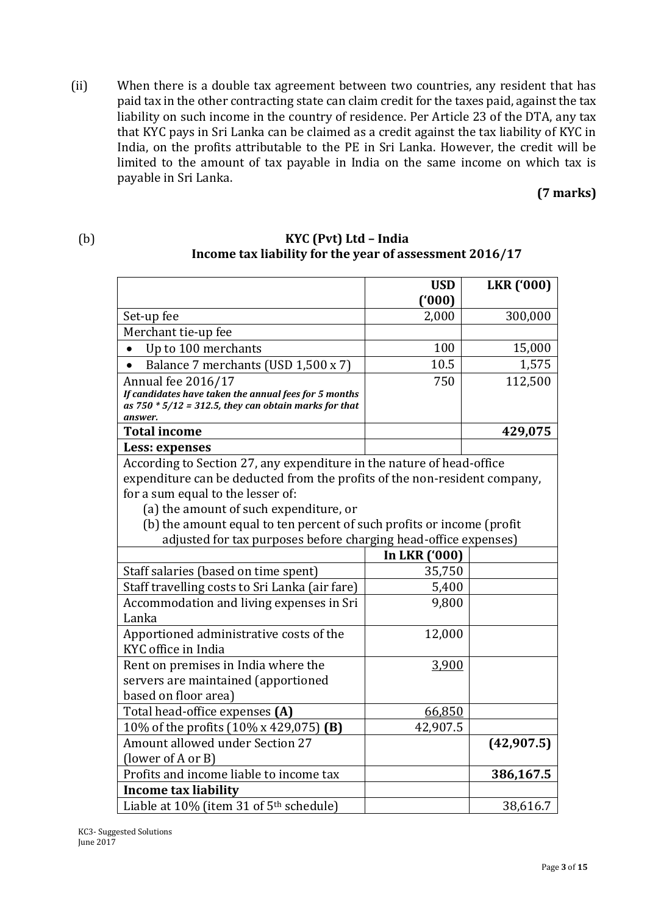(ii) When there is a double tax agreement between two countries, any resident that has paid tax in the other contracting state can claim credit for the taxes paid, against the tax liability on such income in the country of residence. Per Article 23 of the DTA, any tax that KYC pays in Sri Lanka can be claimed as a credit against the tax liability of KYC in India, on the profits attributable to the PE in Sri Lanka. However, the credit will be limited to the amount of tax payable in India on the same income on which tax is payable in Sri Lanka.

**(7 marks)**

(b)

**KYC (Pvt) Ltd – India**
**Income tax liability for the year of assessment 2016/17**

| | USD ('000) | LKR ('000) |
|---|---|---|
| Set-up fee | 2,000 | 300,000 |
| Merchant tie-up fee | | |
| • Up to 100 merchants | 100 | 15,000 |
| • Balance 7 merchants (USD 1,500 x 7) | 10.5 | 1,575 |
| Annual fee 2016/17<br>***If candidates have taken the annual fees for 5 months as 750 * 5/12 = 312.5, they can obtain marks for that answer.*** | 750 | 112,500 |
| **Total income** | | **429,075** |
| **Less: expenses** | | |
| According to Section 27, any expenditure in the nature of head-office expenditure can be deducted from the profits of the non-resident company, for a sum equal to the lesser of:<br>(a) the amount of such expenditure, or<br>(b) the amount equal to ten percent of such profits or income (profit adjusted for tax purposes before charging head-office expenses) | | |
| | **In LKR ('000)** | |
| Staff salaries (based on time spent) | 35,750 | |
| Staff travelling costs to Sri Lanka (air fare) | 5,400 | |
| Accommodation and living expenses in Sri Lanka | 9,800 | |
| Apportioned administrative costs of the KYC office in India | 12,000 | |
| Rent on premises in India where the servers are maintained (apportioned based on floor area) | 3,900 | |
| Total head-office expenses **(A)** | 66,850 | |
| 10% of the profits (10% x 429,075) **(B)** | 42,907.5 | |
| Amount allowed under Section 27 (lower of A or B) | | **(42,907.5)** |
| Profits and income liable to income tax | | **386,167.5** |
| **Income tax liability** | | |
| Liable at 10% (item 31 of 5th schedule) | | 38,616.7 |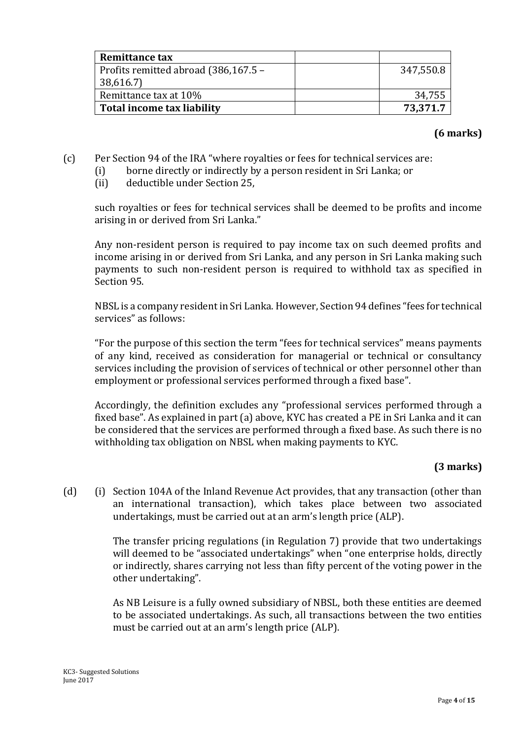| Remittance tax | | |
|---|---|---|
| Profits remitted abroad (386,167.5 – 38,616.7) | | 347,550.8 |
| Remittance tax at 10% | | 34,755 |
| **Total income tax liability** | | **73,371.7** |

**(6 marks)**

(c) Per Section 94 of the IRA "where royalties or fees for technical services are:

(i) borne directly or indirectly by a person resident in Sri Lanka; or

(ii) deductible under Section 25,

such royalties or fees for technical services shall be deemed to be profits and income arising in or derived from Sri Lanka."

Any non-resident person is required to pay income tax on such deemed profits and income arising in or derived from Sri Lanka, and any person in Sri Lanka making such payments to such non-resident person is required to withhold tax as specified in Section 95.

NBSL is a company resident in Sri Lanka. However, Section 94 defines "fees for technical services" as follows:

"For the purpose of this section the term "fees for technical services" means payments of any kind, received as consideration for managerial or technical or consultancy services including the provision of services of technical or other personnel other than employment or professional services performed through a fixed base".

Accordingly, the definition excludes any "professional services performed through a fixed base". As explained in part (a) above, KYC has created a PE in Sri Lanka and it can be considered that the services are performed through a fixed base. As such there is no withholding tax obligation on NBSL when making payments to KYC.

**(3 marks)**

(d) (i) Section 104A of the Inland Revenue Act provides, that any transaction (other than an international transaction), which takes place between two associated undertakings, must be carried out at an arm's length price (ALP).

The transfer pricing regulations (in Regulation 7) provide that two undertakings will deemed to be "associated undertakings" when "one enterprise holds, directly or indirectly, shares carrying not less than fifty percent of the voting power in the other undertaking".

As NB Leisure is a fully owned subsidiary of NBSL, both these entities are deemed to be associated undertakings. As such, all transactions between the two entities must be carried out at an arm's length price (ALP).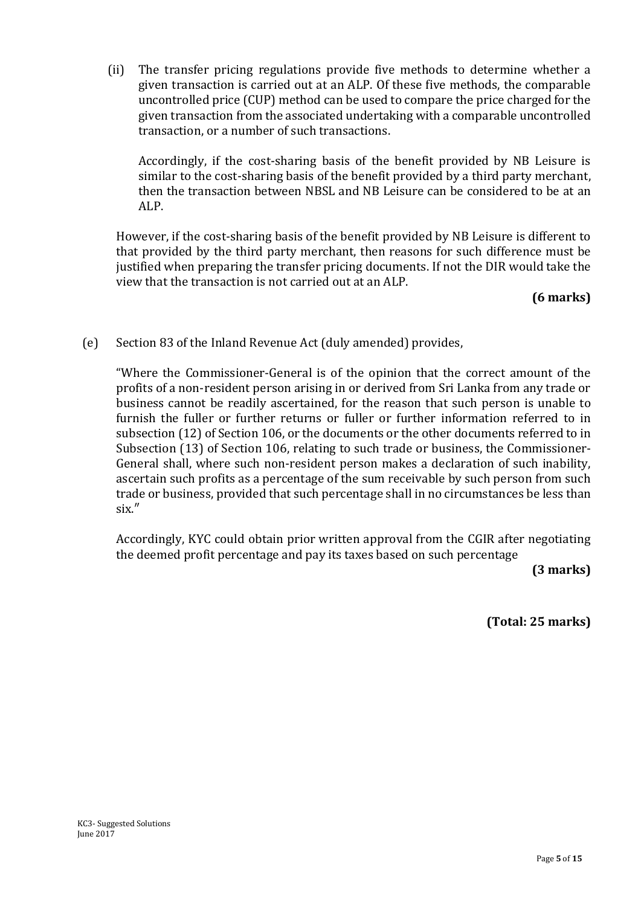(ii) The transfer pricing regulations provide five methods to determine whether a given transaction is carried out at an ALP. Of these five methods, the comparable uncontrolled price (CUP) method can be used to compare the price charged for the given transaction from the associated undertaking with a comparable uncontrolled transaction, or a number of such transactions.

Accordingly, if the cost-sharing basis of the benefit provided by NB Leisure is similar to the cost-sharing basis of the benefit provided by a third party merchant, then the transaction between NBSL and NB Leisure can be considered to be at an ALP.

However, if the cost-sharing basis of the benefit provided by NB Leisure is different to that provided by the third party merchant, then reasons for such difference must be justified when preparing the transfer pricing documents. If not the DIR would take the view that the transaction is not carried out at an ALP.

**(6 marks)**

(e) Section 83 of the Inland Revenue Act (duly amended) provides,

"Where the Commissioner-General is of the opinion that the correct amount of the profits of a non-resident person arising in or derived from Sri Lanka from any trade or business cannot be readily ascertained, for the reason that such person is unable to furnish the fuller or further returns or fuller or further information referred to in subsection (12) of Section 106, or the documents or the other documents referred to in Subsection (13) of Section 106, relating to such trade or business, the Commissioner-General shall, where such non-resident person makes a declaration of such inability, ascertain such profits as a percentage of the sum receivable by such person from such trade or business, provided that such percentage shall in no circumstances be less than six."

Accordingly, KYC could obtain prior written approval from the CGIR after negotiating the deemed profit percentage and pay its taxes based on such percentage

**(3 marks)**

**(Total: 25 marks)**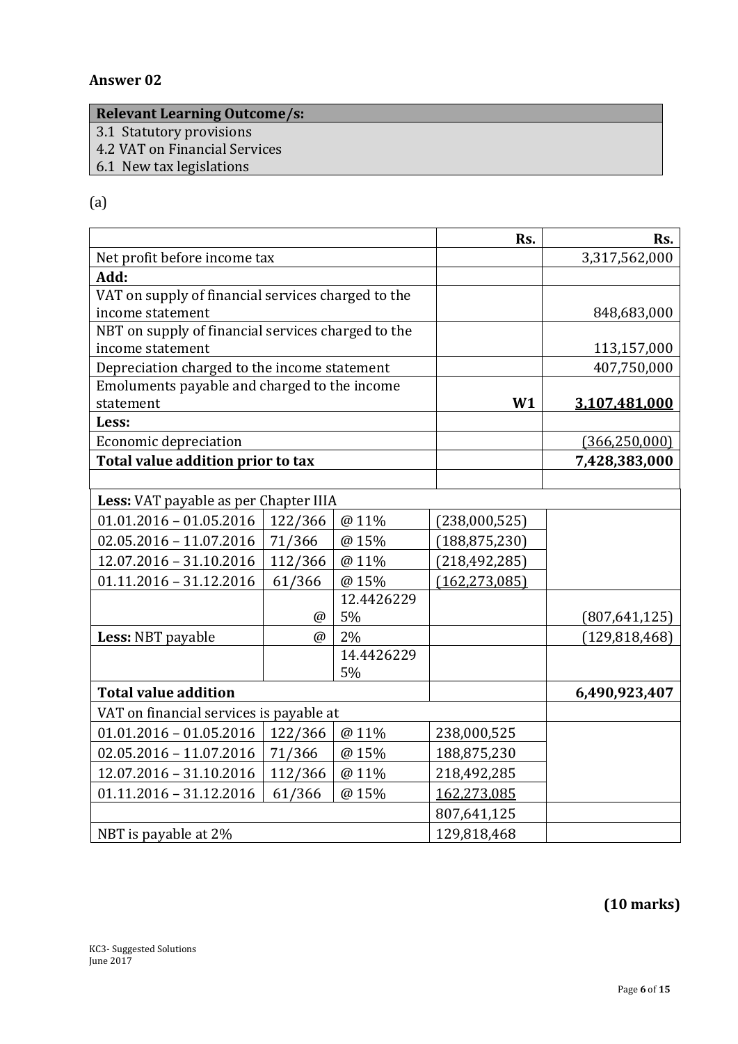## Answer 02

| Relevant Learning Outcome/s: |
|---|
| 3.1 Statutory provisions |
| 4.2 VAT on Financial Services |
| 6.1 New tax legislations |

(a)

| | | | Rs. | Rs. |
|---|---|---|---|---|
| Net profit before income tax | | | | 3,317,562,000 |
| **Add:** | | | | |
| VAT on supply of financial services charged to the income statement | | | | 848,683,000 |
| NBT on supply of financial services charged to the income statement | | | | 113,157,000 |
| Depreciation charged to the income statement | | | | 407,750,000 |
| Emoluments payable and charged to the income statement | | | **W1** | 3,107,481,000 |
| **Less:** | | | | |
| Economic depreciation | | | | (366,250,000) |
| **Total value addition prior to tax** | | | | **7,428,383,000** |
| | | | | |
| **Less:** VAT payable as per Chapter IIIA | | | | |
| 01.01.2016 – 01.05.2016 | 122/366 | @ 11% | (238,000,525) | |
| 02.05.2016 – 11.07.2016 | 71/366 | @ 15% | (188,875,230) | |
| 12.07.2016 – 31.10.2016 | 112/366 | @ 11% | (218,492,285) | |
| 01.11.2016 – 31.12.2016 | 61/366 | @ 15% | (162,273,085) | |
| | @ | 12.44262295% | | (807,641,125) |
| **Less:** NBT payable | @ | 2% | | (129,818,468) |
| | | 14.44262295% | | |
| **Total value addition** | | | | **6,490,923,407** |
| VAT on financial services is payable at | | | | |
| 01.01.2016 – 01.05.2016 | 122/366 | @ 11% | 238,000,525 | |
| 02.05.2016 – 11.07.2016 | 71/366 | @ 15% | 188,875,230 | |
| 12.07.2016 – 31.10.2016 | 112/366 | @ 11% | 218,492,285 | |
| 01.11.2016 – 31.12.2016 | 61/366 | @ 15% | 162,273,085 | |
| | | | 807,641,125 | |
| NBT is payable at 2% | | | 129,818,468 | |

**(10 marks)**

KC3- Suggested Solutions
June 2017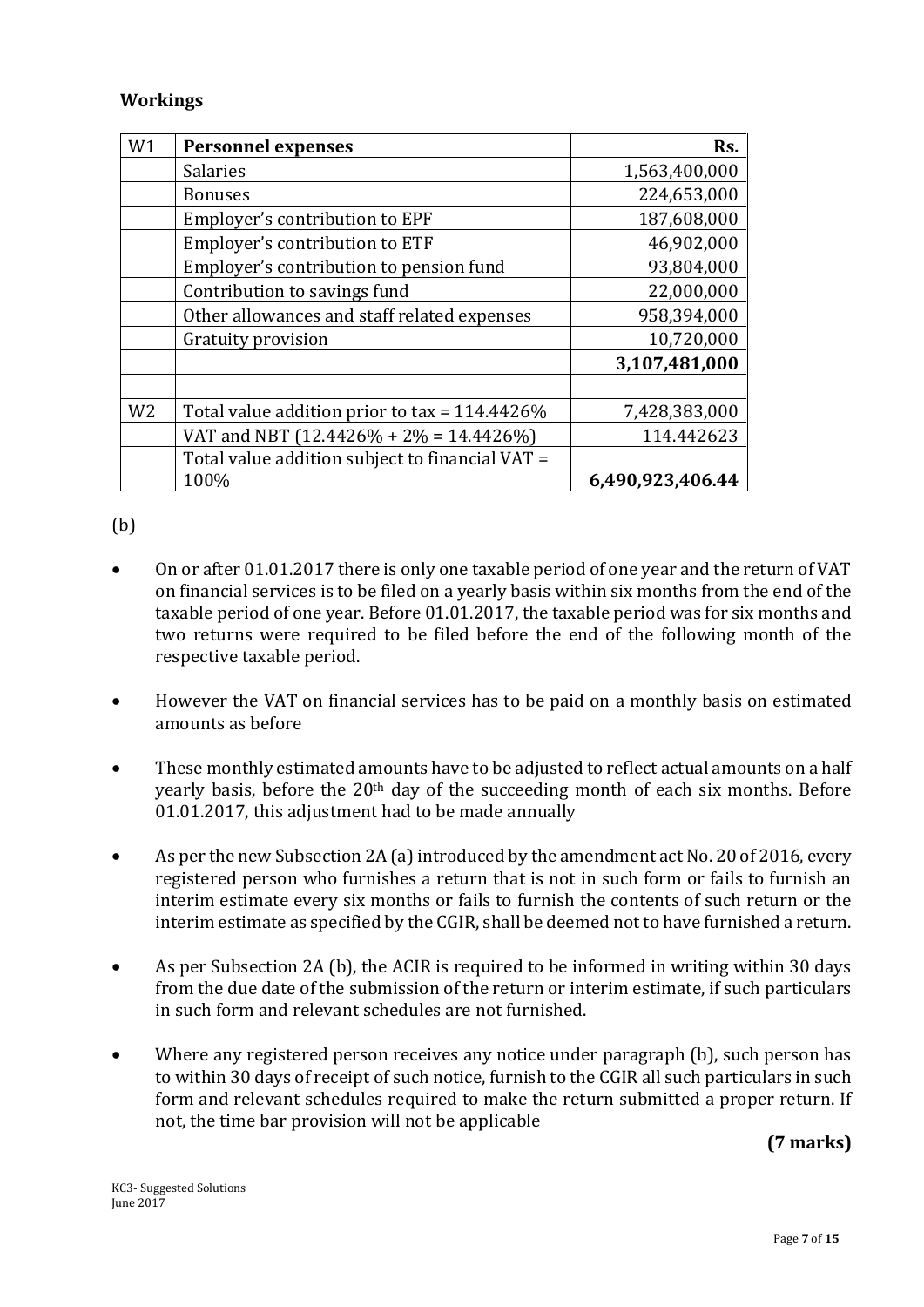**Workings**

| W1 | **Personnel expenses** | **Rs.** |
|---|---|---|
| | Salaries | 1,563,400,000 |
| | Bonuses | 224,653,000 |
| | Employer's contribution to EPF | 187,608,000 |
| | Employer's contribution to ETF | 46,902,000 |
| | Employer's contribution to pension fund | 93,804,000 |
| | Contribution to savings fund | 22,000,000 |
| | Other allowances and staff related expenses | 958,394,000 |
| | Gratuity provision | 10,720,000 |
| | | **3,107,481,000** |
| | | |
| W2 | Total value addition prior to tax = 114.4426% | 7,428,383,000 |
| | VAT and NBT (12.4426% + 2% = 14.4426%) | 114.442623 |
| | Total value addition subject to financial VAT = 100% | **6,490,923,406.44** |

(b)

- On or after 01.01.2017 there is only one taxable period of one year and the return of VAT on financial services is to be filed on a yearly basis within six months from the end of the taxable period of one year. Before 01.01.2017, the taxable period was for six months and two returns were required to be filed before the end of the following month of the respective taxable period.
- However the VAT on financial services has to be paid on a monthly basis on estimated amounts as before
- These monthly estimated amounts have to be adjusted to reflect actual amounts on a half yearly basis, before the 20th day of the succeeding month of each six months. Before 01.01.2017, this adjustment had to be made annually
- As per the new Subsection 2A (a) introduced by the amendment act No. 20 of 2016, every registered person who furnishes a return that is not in such form or fails to furnish an interim estimate every six months or fails to furnish the contents of such return or the interim estimate as specified by the CGIR, shall be deemed not to have furnished a return.
- As per Subsection 2A (b), the ACIR is required to be informed in writing within 30 days from the due date of the submission of the return or interim estimate, if such particulars in such form and relevant schedules are not furnished.
- Where any registered person receives any notice under paragraph (b), such person has to within 30 days of receipt of such notice, furnish to the CGIR all such particulars in such form and relevant schedules required to make the return submitted a proper return. If not, the time bar provision will not be applicable

**(7 marks)**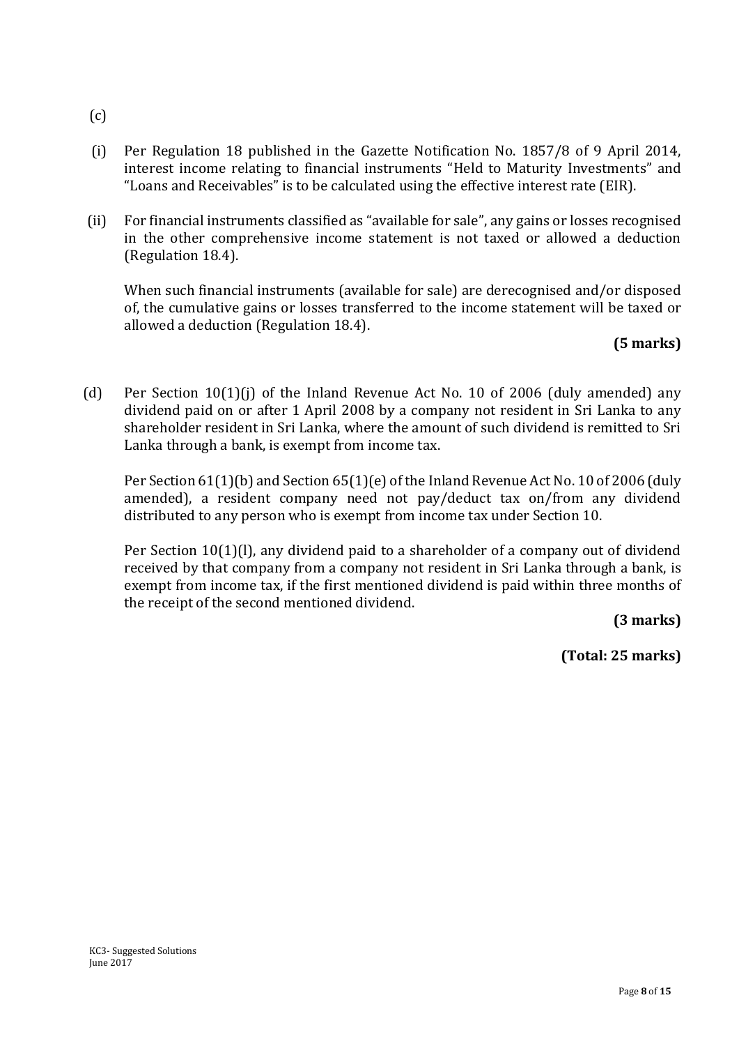(c)

(i) Per Regulation 18 published in the Gazette Notification No. 1857/8 of 9 April 2014, interest income relating to financial instruments "Held to Maturity Investments" and "Loans and Receivables" is to be calculated using the effective interest rate (EIR).

(ii) For financial instruments classified as "available for sale", any gains or losses recognised in the other comprehensive income statement is not taxed or allowed a deduction (Regulation 18.4).

When such financial instruments (available for sale) are derecognised and/or disposed of, the cumulative gains or losses transferred to the income statement will be taxed or allowed a deduction (Regulation 18.4).

**(5 marks)**

(d) Per Section 10(1)(j) of the Inland Revenue Act No. 10 of 2006 (duly amended) any dividend paid on or after 1 April 2008 by a company not resident in Sri Lanka to any shareholder resident in Sri Lanka, where the amount of such dividend is remitted to Sri Lanka through a bank, is exempt from income tax.

Per Section 61(1)(b) and Section 65(1)(e) of the Inland Revenue Act No. 10 of 2006 (duly amended), a resident company need not pay/deduct tax on/from any dividend distributed to any person who is exempt from income tax under Section 10.

Per Section 10(1)(l), any dividend paid to a shareholder of a company out of dividend received by that company from a company not resident in Sri Lanka through a bank, is exempt from income tax, if the first mentioned dividend is paid within three months of the receipt of the second mentioned dividend.

**(3 marks)**

**(Total: 25 marks)**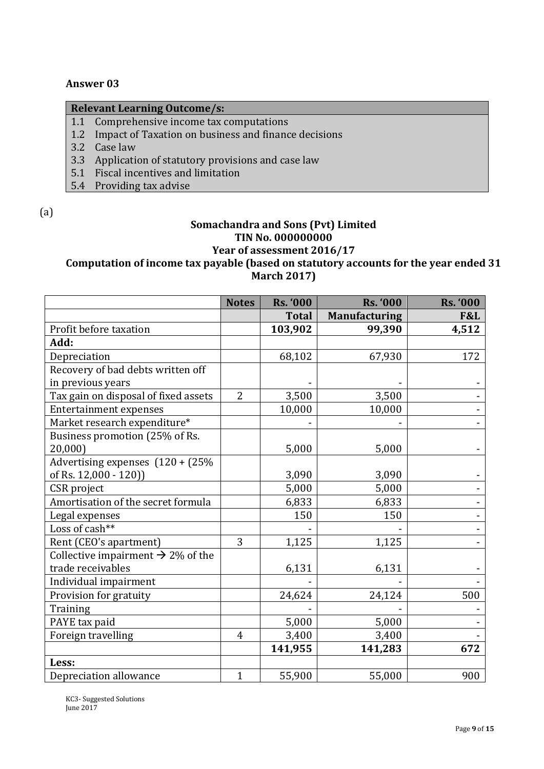## Answer 03

| Relevant Learning Outcome/s: |
|---|
| 1.1 Comprehensive income tax computations |
| 1.2 Impact of Taxation on business and finance decisions |
| 3.2 Case law |
| 3.3 Application of statutory provisions and case law |
| 5.1 Fiscal incentives and limitation |
| 5.4 Providing tax advise |

(a)

**Somachandra and Sons (Pvt) Limited**
**TIN No. 000000000**
**Year of assessment 2016/17**
**Computation of income tax payable (based on statutory accounts for the year ended 31 March 2017)**

| | Notes | Rs. '000 | Rs. '000 | Rs. '000 |
|---|---|---|---|---|
| | | **Total** | **Manufacturing** | **F&L** |
| Profit before taxation | | **103,902** | **99,390** | **4,512** |
| **Add:** | | | | |
| Depreciation | | 68,102 | 67,930 | 172 |
| Recovery of bad debts written off in previous years | | - | - | - |
| Tax gain on disposal of fixed assets | 2 | 3,500 | 3,500 | - |
| Entertainment expenses | | 10,000 | 10,000 | - |
| Market research expenditure* | | - | - | - |
| Business promotion (25% of Rs. 20,000) | | 5,000 | 5,000 | - |
| Advertising expenses (120 + (25% of Rs. 12,000 - 120)) | | 3,090 | 3,090 | - |
| CSR project | | 5,000 | 5,000 | - |
| Amortisation of the secret formula | | 6,833 | 6,833 | - |
| Legal expenses | | 150 | 150 | - |
| Loss of cash** | | - | - | - |
| Rent (CEO's apartment) | 3 | 1,125 | 1,125 | - |
| Collective impairment → 2% of the trade receivables | | 6,131 | 6,131 | - |
| Individual impairment | | - | - | - |
| Provision for gratuity | | 24,624 | 24,124 | 500 |
| Training | | - | - | - |
| PAYE tax paid | | 5,000 | 5,000 | - |
| Foreign travelling | 4 | 3,400 | 3,400 | - |
| | | **141,955** | **141,283** | **672** |
| **Less:** | | | | |
| Depreciation allowance | 1 | 55,900 | 55,000 | 900 |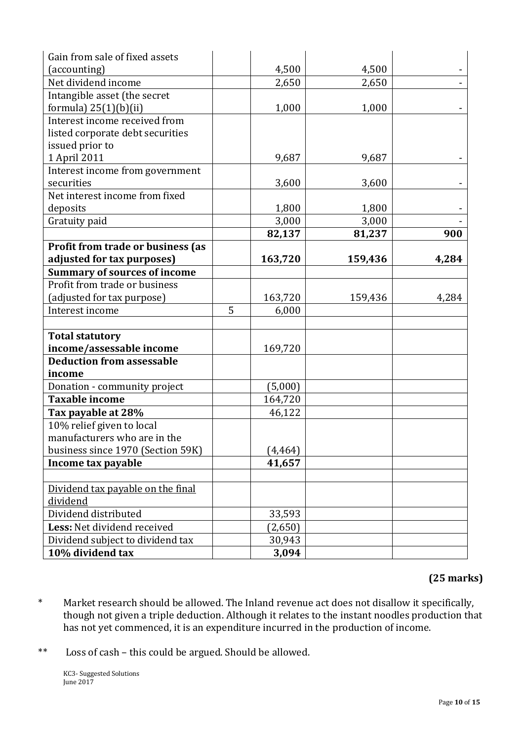| | | | | |
|---|---|---|---|---|
| Gain from sale of fixed assets (accounting) | | 4,500 | 4,500 | - |
| Net dividend income | | 2,650 | 2,650 | - |
| Intangible asset (the secret formula) 25(1)(b)(ii) | | 1,000 | 1,000 | - |
| Interest income received from listed corporate debt securities issued prior to 1 April 2011 | | 9,687 | 9,687 | - |
| Interest income from government securities | | 3,600 | 3,600 | - |
| Net interest income from fixed deposits | | 1,800 | 1,800 | - |
| Gratuity paid | | 3,000 | 3,000 | - |
| | | **82,137** | **81,237** | **900** |
| **Profit from trade or business (as adjusted for tax purposes)** | | **163,720** | **159,436** | **4,284** |
| **Summary of sources of income** | | | | |
| Profit from trade or business (adjusted for tax purpose) | | 163,720 | 159,436 | 4,284 |
| Interest income | 5 | 6,000 | | |
| | | | | |
| **Total statutory income/assessable income** | | 169,720 | | |
| **Deduction from assessable income** | | | | |
| Donation - community project | | (5,000) | | |
| **Taxable income** | | 164,720 | | |
| **Tax payable at 28%** | | 46,122 | | |
| 10% relief given to local manufacturers who are in the business since 1970 (Section 59K) | | (4,464) | | |
| **Income tax payable** | | **41,657** | | |
| | | | | |
| Dividend tax payable on the final dividend | | | | |
| Dividend distributed | | 33,593 | | |
| **Less:** Net dividend received | | (2,650) | | |
| Dividend subject to dividend tax | | 30,943 | | |
| **10% dividend tax** | | **3,094** | | |

**(25 marks)**

\* Market research should be allowed. The Inland revenue act does not disallow it specifically, though not given a triple deduction. Although it relates to the instant noodles production that has not yet commenced, it is an expenditure incurred in the production of income.

\*\* Loss of cash – this could be argued. Should be allowed.

KC3- Suggested Solutions
June 2017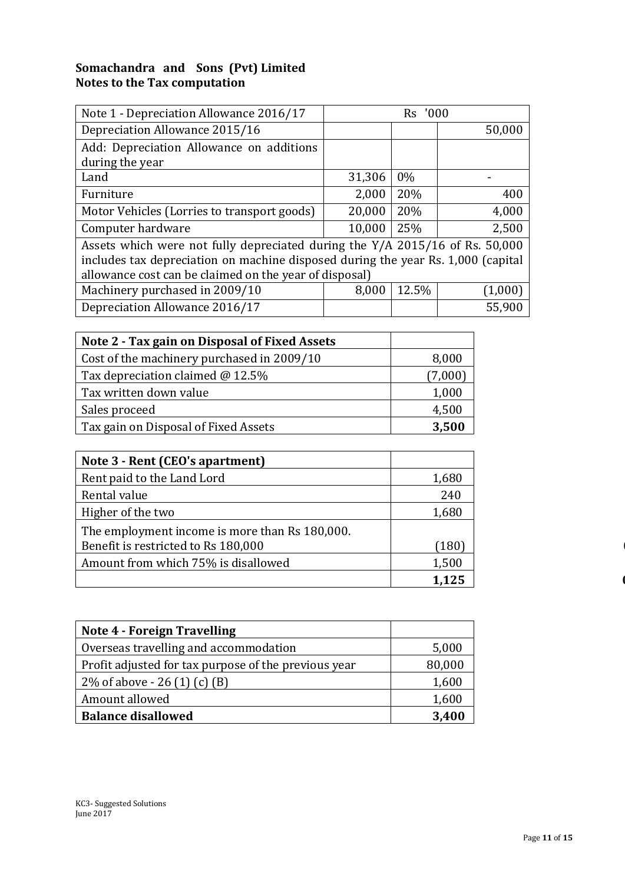**Somachandra and Sons (Pvt) Limited**
**Notes to the Tax computation**

| Note 1 - Depreciation Allowance 2016/17 | Rs '000 | | |
|---|---|---|---|
| Depreciation Allowance 2015/16 | | | 50,000 |
| Add: Depreciation Allowance on additions during the year | | | |
| Land | 31,306 | 0% | - |
| Furniture | 2,000 | 20% | 400 |
| Motor Vehicles (Lorries to transport goods) | 20,000 | 20% | 4,000 |
| Computer hardware | 10,000 | 25% | 2,500 |
| Assets which were not fully depreciated during the Y/A 2015/16 of Rs. 50,000 includes tax depreciation on machine disposed during the year Rs. 1,000 (capital allowance cost can be claimed on the year of disposal) | | | |
| Machinery purchased in 2009/10 | 8,000 | 12.5% | (1,000) |
| Depreciation Allowance 2016/17 | | | 55,900 |

| **Note 2 - Tax gain on Disposal of Fixed Assets** | |
|---|---|
| Cost of the machinery purchased in 2009/10 | 8,000 |
| Tax depreciation claimed @ 12.5% | (7,000) |
| Tax written down value | 1,000 |
| Sales proceed | 4,500 |
| Tax gain on Disposal of Fixed Assets | **3,500** |

| **Note 3 - Rent (CEO's apartment)** | |
|---|---|
| Rent paid to the Land Lord | 1,680 |
| Rental value | 240 |
| Higher of the two | 1,680 |
| The employment income is more than Rs 180,000. Benefit is restricted to Rs 180,000 | (180) |
| Amount from which 75% is disallowed | 1,500 |
| | **1,125** |

| **Note 4 - Foreign Travelling** | |
|---|---|
| Overseas travelling and accommodation | 5,000 |
| Profit adjusted for tax purpose of the previous year | 80,000 |
| 2% of above - 26 (1) (c) (B) | 1,600 |
| Amount allowed | 1,600 |
| **Balance disallowed** | **3,400** |

KC3- Suggested Solutions
June 2017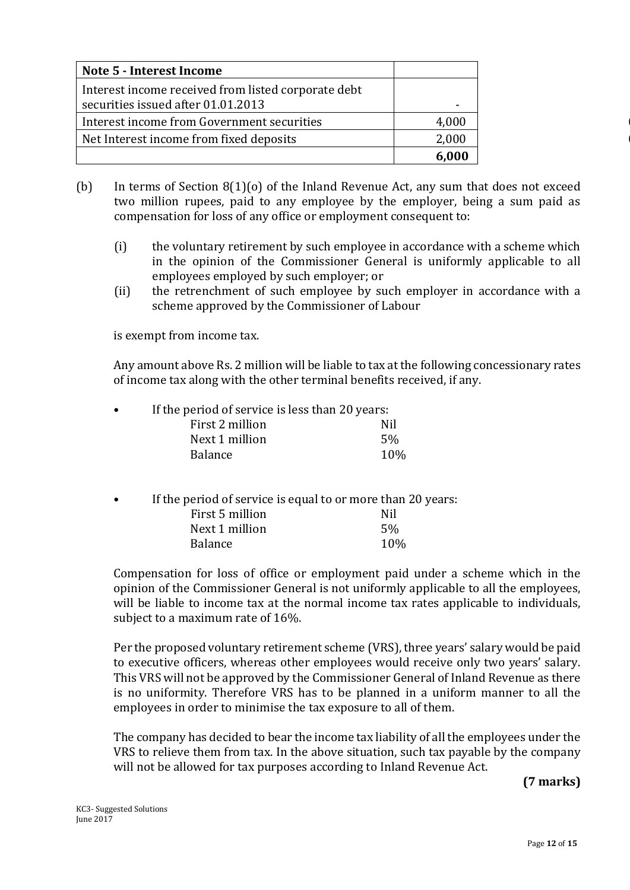| Note 5 - Interest Income | |
|---|---|
| Interest income received from listed corporate debt securities issued after 01.01.2013 | - |
| Interest income from Government securities | 4,000 |
| Net Interest income from fixed deposits | 2,000 |
| | **6,000** |

(b) In terms of Section 8(1)(o) of the Inland Revenue Act, any sum that does not exceed two million rupees, paid to any employee by the employer, being a sum paid as compensation for loss of any office or employment consequent to:

(i) the voluntary retirement by such employee in accordance with a scheme which in the opinion of the Commissioner General is uniformly applicable to all employees employed by such employer; or

(ii) the retrenchment of such employee by such employer in accordance with a scheme approved by the Commissioner of Labour

is exempt from income tax.

Any amount above Rs. 2 million will be liable to tax at the following concessionary rates of income tax along with the other terminal benefits received, if any.

- If the period of service is less than 20 years:

| | |
|---|---|
| First 2 million | Nil |
| Next 1 million | 5% |
| Balance | 10% |

- If the period of service is equal to or more than 20 years:

| | |
|---|---|
| First 5 million | Nil |
| Next 1 million | 5% |
| Balance | 10% |

Compensation for loss of office or employment paid under a scheme which in the opinion of the Commissioner General is not uniformly applicable to all the employees, will be liable to income tax at the normal income tax rates applicable to individuals, subject to a maximum rate of 16%.

Per the proposed voluntary retirement scheme (VRS), three years' salary would be paid to executive officers, whereas other employees would receive only two years' salary. This VRS will not be approved by the Commissioner General of Inland Revenue as there is no uniformity. Therefore VRS has to be planned in a uniform manner to all the employees in order to minimise the tax exposure to all of them.

The company has decided to bear the income tax liability of all the employees under the VRS to relieve them from tax. In the above situation, such tax payable by the company will not be allowed for tax purposes according to Inland Revenue Act.

**(7 marks)**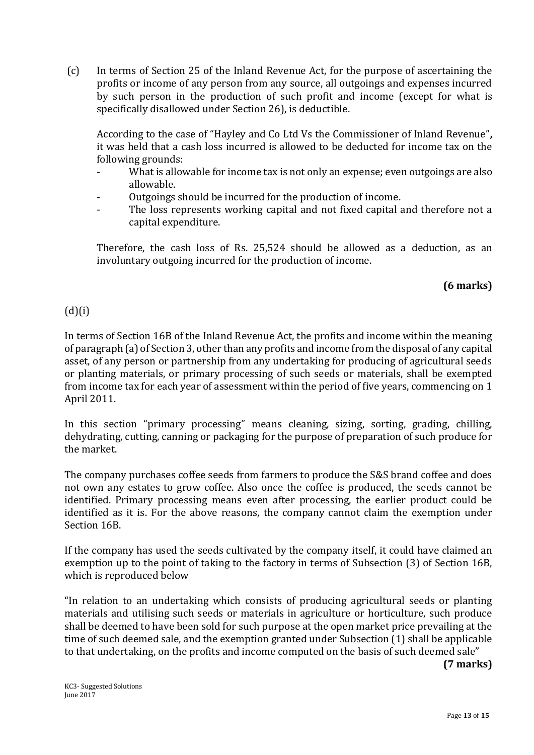(c) In terms of Section 25 of the Inland Revenue Act, for the purpose of ascertaining the profits or income of any person from any source, all outgoings and expenses incurred by such person in the production of such profit and income (except for what is specifically disallowed under Section 26), is deductible.

According to the case of "Hayley and Co Ltd Vs the Commissioner of Inland Revenue"**,** it was held that a cash loss incurred is allowed to be deducted for income tax on the following grounds:

- What is allowable for income tax is not only an expense; even outgoings are also allowable.
- Outgoings should be incurred for the production of income.
- The loss represents working capital and not fixed capital and therefore not a capital expenditure.

Therefore, the cash loss of Rs. 25,524 should be allowed as a deduction, as an involuntary outgoing incurred for the production of income.

**(6 marks)**

(d)(i)

In terms of Section 16B of the Inland Revenue Act, the profits and income within the meaning of paragraph (a) of Section 3, other than any profits and income from the disposal of any capital asset, of any person or partnership from any undertaking for producing of agricultural seeds or planting materials, or primary processing of such seeds or materials, shall be exempted from income tax for each year of assessment within the period of five years, commencing on 1 April 2011.

In this section "primary processing" means cleaning, sizing, sorting, grading, chilling, dehydrating, cutting, canning or packaging for the purpose of preparation of such produce for the market.

The company purchases coffee seeds from farmers to produce the S&S brand coffee and does not own any estates to grow coffee. Also once the coffee is produced, the seeds cannot be identified. Primary processing means even after processing, the earlier product could be identified as it is. For the above reasons, the company cannot claim the exemption under Section 16B.

If the company has used the seeds cultivated by the company itself, it could have claimed an exemption up to the point of taking to the factory in terms of Subsection (3) of Section 16B, which is reproduced below

"In relation to an undertaking which consists of producing agricultural seeds or planting materials and utilising such seeds or materials in agriculture or horticulture, such produce shall be deemed to have been sold for such purpose at the open market price prevailing at the time of such deemed sale, and the exemption granted under Subsection (1) shall be applicable to that undertaking, on the profits and income computed on the basis of such deemed sale"

**(7 marks)**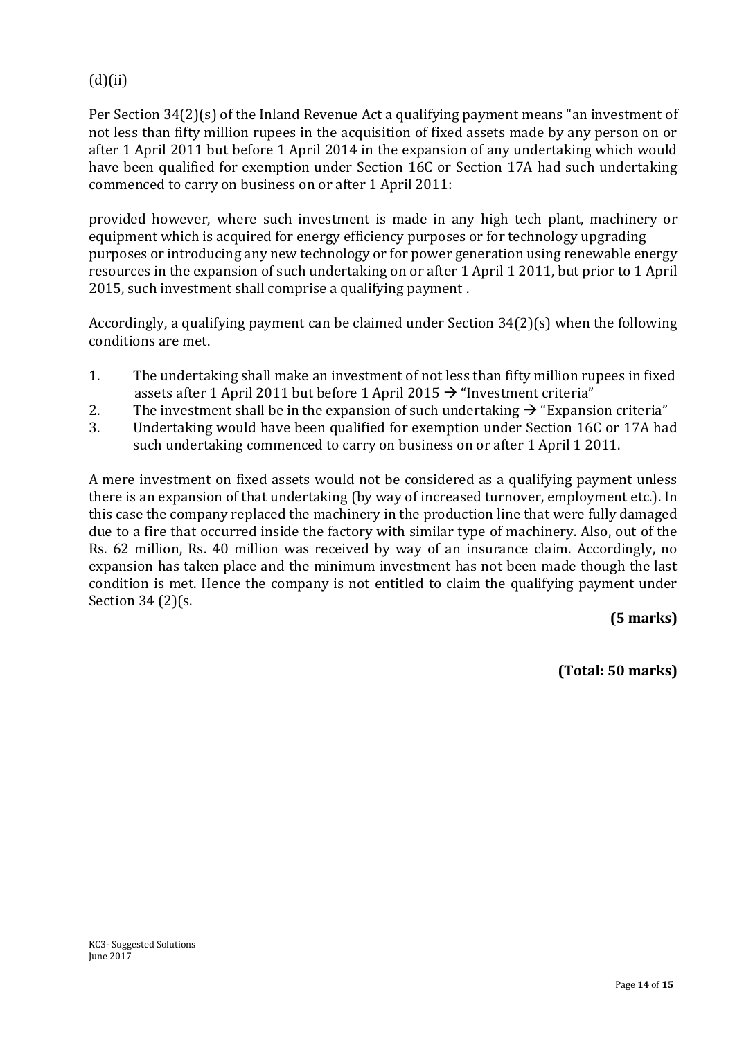(d)(ii)

Per Section 34(2)(s) of the Inland Revenue Act a qualifying payment means "an investment of not less than fifty million rupees in the acquisition of fixed assets made by any person on or after 1 April 2011 but before 1 April 2014 in the expansion of any undertaking which would have been qualified for exemption under Section 16C or Section 17A had such undertaking commenced to carry on business on or after 1 April 2011:

provided however, where such investment is made in any high tech plant, machinery or equipment which is acquired for energy efficiency purposes or for technology upgrading purposes or introducing any new technology or for power generation using renewable energy resources in the expansion of such undertaking on or after 1 April 1 2011, but prior to 1 April 2015, such investment shall comprise a qualifying payment .

Accordingly, a qualifying payment can be claimed under Section 34(2)(s) when the following conditions are met.

1. The undertaking shall make an investment of not less than fifty million rupees in fixed assets after 1 April 2011 but before 1 April 2015 → "Investment criteria"
2. The investment shall be in the expansion of such undertaking → "Expansion criteria"
3. Undertaking would have been qualified for exemption under Section 16C or 17A had such undertaking commenced to carry on business on or after 1 April 1 2011.

A mere investment on fixed assets would not be considered as a qualifying payment unless there is an expansion of that undertaking (by way of increased turnover, employment etc.). In this case the company replaced the machinery in the production line that were fully damaged due to a fire that occurred inside the factory with similar type of machinery. Also, out of the Rs. 62 million, Rs. 40 million was received by way of an insurance claim. Accordingly, no expansion has taken place and the minimum investment has not been made though the last condition is met. Hence the company is not entitled to claim the qualifying payment under Section 34 (2)(s.

**(5 marks)**

**(Total: 50 marks)**

KC3- Suggested Solutions
June 2017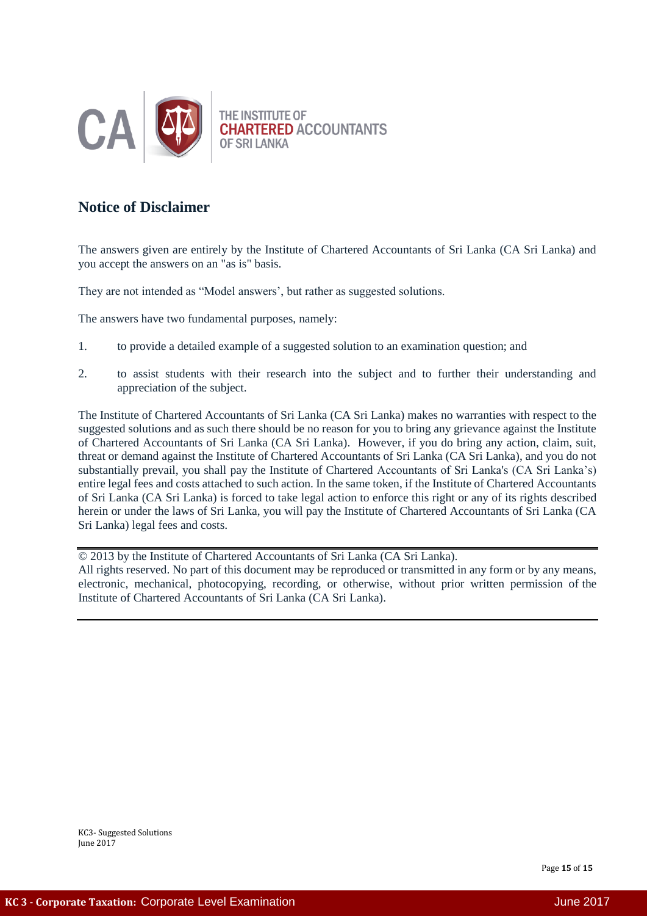THE INSTITUTE OF
**CHARTERED** ACCOUNTANTS
OF SRI LANKA

## Notice of Disclaimer

The answers given are entirely by the Institute of Chartered Accountants of Sri Lanka (CA Sri Lanka) and you accept the answers on an "as is" basis.

They are not intended as "Model answers', but rather as suggested solutions.

The answers have two fundamental purposes, namely:

1. to provide a detailed example of a suggested solution to an examination question; and
2. to assist students with their research into the subject and to further their understanding and appreciation of the subject.

The Institute of Chartered Accountants of Sri Lanka (CA Sri Lanka) makes no warranties with respect to the suggested solutions and as such there should be no reason for you to bring any grievance against the Institute of Chartered Accountants of Sri Lanka (CA Sri Lanka). However, if you do bring any action, claim, suit, threat or demand against the Institute of Chartered Accountants of Sri Lanka (CA Sri Lanka), and you do not substantially prevail, you shall pay the Institute of Chartered Accountants of Sri Lanka's (CA Sri Lanka's) entire legal fees and costs attached to such action. In the same token, if the Institute of Chartered Accountants of Sri Lanka (CA Sri Lanka) is forced to take legal action to enforce this right or any of its rights described herein or under the laws of Sri Lanka, you will pay the Institute of Chartered Accountants of Sri Lanka (CA Sri Lanka) legal fees and costs.

---

© 2013 by the Institute of Chartered Accountants of Sri Lanka (CA Sri Lanka).
All rights reserved. No part of this document may be reproduced or transmitted in any form or by any means, electronic, mechanical, photocopying, recording, or otherwise, without prior written permission of the Institute of Chartered Accountants of Sri Lanka (CA Sri Lanka).

---